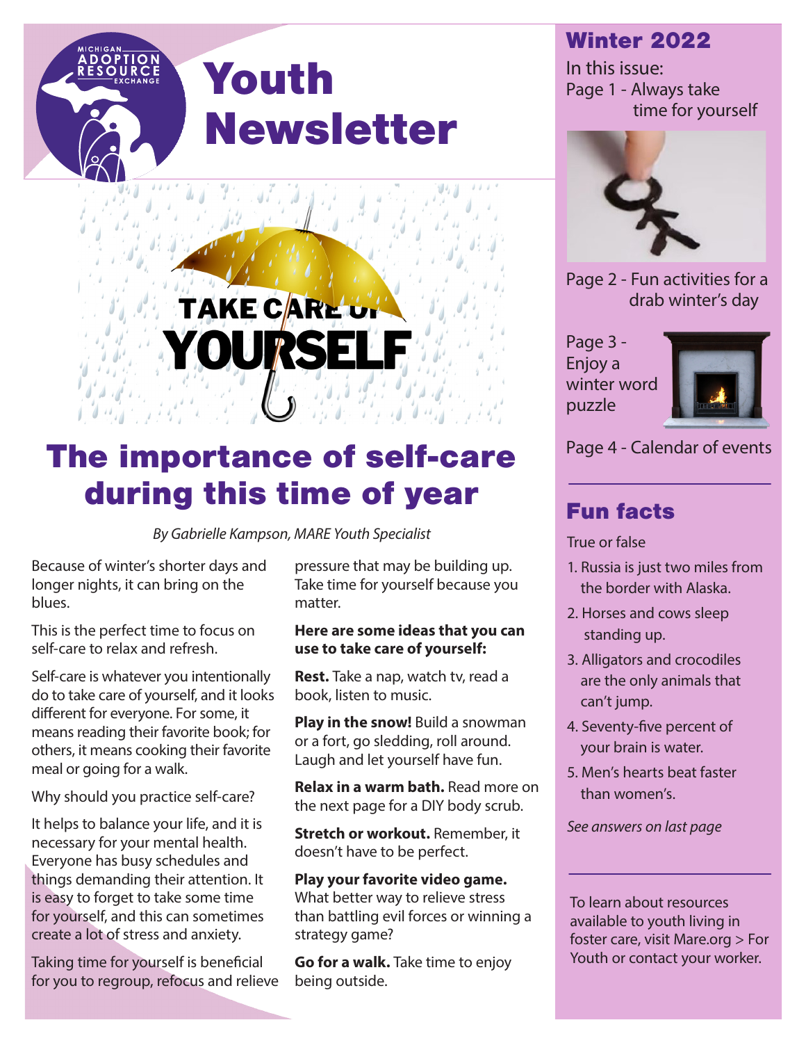MICHIGAN ADOPTION RESOURCE EXCHANGE

# Youth Newsletter

TAKE CARE OF YOURSELF

## The importance of self-care during this time of year

*By Gabrielle Kampson, MARE Youth Specialist*

Because of winter's shorter days and longer nights, it can bring on the blues.

This is the perfect time to focus on self-care to relax and refresh.

Self-care is whatever you intentionally do to take care of yourself, and it looks different for everyone. For some, it means reading their favorite book; for others, it means cooking their favorite meal or going for a walk.

Why should you practice self-care?

It helps to balance your life, and it is necessary for your mental health. Everyone has busy schedules and things demanding their attention. It is easy to forget to take some time for yourself, and this can sometimes create a lot of stress and anxiety.

Taking time for yourself is beneficial for you to regroup, refocus and relieve pressure that may be building up. Take time for yourself because you matter.

**Here are some ideas that you can use to take care of yourself:**

**Rest.** Take a nap, watch tv, read a book, listen to music.

**Play in the snow!** Build a snowman or a fort, go sledding, roll around. Laugh and let yourself have fun.

**Relax in a warm bath.** Read more on the next page for a DIY body scrub.

**Stretch or workout.** Remember, it doesn't have to be perfect.

**Play your favorite video game.** What better way to relieve stress than battling evil forces or winning a strategy game?

**Go for a walk.** Take time to enjoy being outside.

## Winter 2022

In this issue:

Page 1 - Always take time for yourself

Page 2 - Fun activities for a drab winter's day

Page 3 - Enjoy a winter word puzzle

Page 4 - Calendar of events

## Fun facts

True or false

1. Russia is just two miles from the border with Alaska.
2. Horses and cows sleep standing up.
3. Alligators and crocodiles are the only animals that can't jump.
4. Seventy-five percent of your brain is water.
5. Men's hearts beat faster than women's.

*See answers on last page*

To learn about resources available to youth living in foster care, visit Mare.org > For Youth or contact your worker.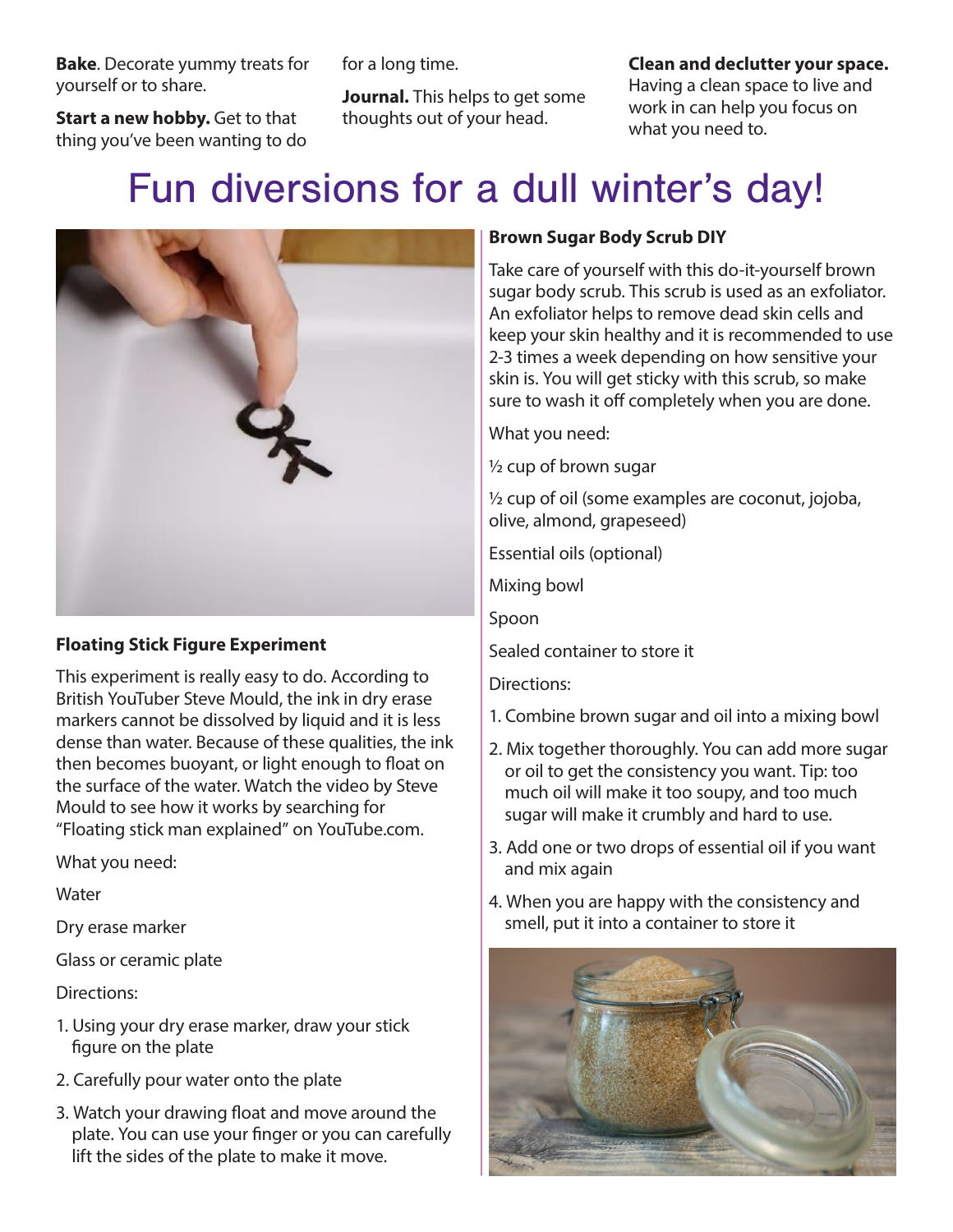**Bake**. Decorate yummy treats for yourself or to share.

**Start a new hobby.** Get to that thing you've been wanting to do for a long time.

**Journal.** This helps to get some thoughts out of your head.

**Clean and declutter your space.** Having a clean space to live and work in can help you focus on what you need to.

# Fun diversions for a dull winter's day!

### Floating Stick Figure Experiment

This experiment is really easy to do. According to British YouTuber Steve Mould, the ink in dry erase markers cannot be dissolved by liquid and it is less dense than water. Because of these qualities, the ink then becomes buoyant, or light enough to float on the surface of the water. Watch the video by Steve Mould to see how it works by searching for "Floating stick man explained" on YouTube.com.

What you need:

Water

Dry erase marker

Glass or ceramic plate

Directions:

1. Using your dry erase marker, draw your stick figure on the plate
2. Carefully pour water onto the plate
3. Watch your drawing float and move around the plate. You can use your finger or you can carefully lift the sides of the plate to make it move.

### Brown Sugar Body Scrub DIY

Take care of yourself with this do-it-yourself brown sugar body scrub. This scrub is used as an exfoliator. An exfoliator helps to remove dead skin cells and keep your skin healthy and it is recommended to use 2-3 times a week depending on how sensitive your skin is. You will get sticky with this scrub, so make sure to wash it off completely when you are done.

What you need:

½ cup of brown sugar

½ cup of oil (some examples are coconut, jojoba, olive, almond, grapeseed)

Essential oils (optional)

Mixing bowl

Spoon

Sealed container to store it

Directions:

1. Combine brown sugar and oil into a mixing bowl
2. Mix together thoroughly. You can add more sugar or oil to get the consistency you want. Tip: too much oil will make it too soupy, and too much sugar will make it crumbly and hard to use.
3. Add one or two drops of essential oil if you want and mix again
4. When you are happy with the consistency and smell, put it into a container to store it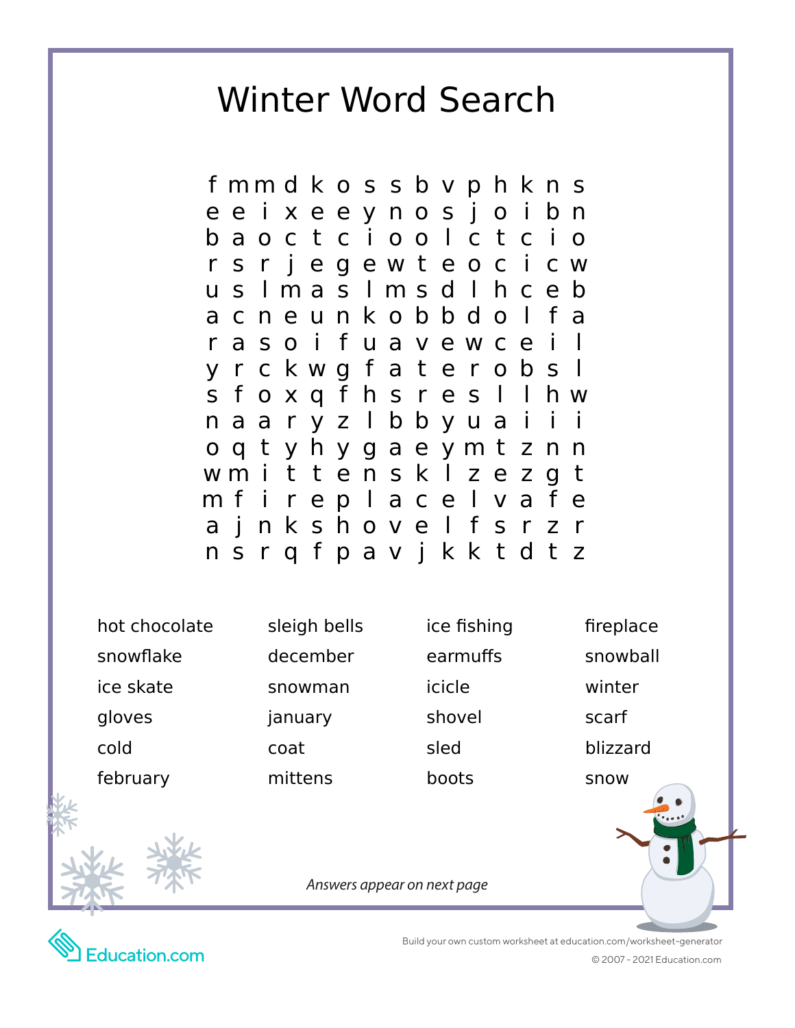# Winter Word Search

```
f m m d k o s s b v p h k n s
e e i x e e y n o s j o i b n
b a o c t c i o o l c t c i o
r s r j e g e w t e o c i c w
u s l m a s l m s d l h c e b
a c n e u n k o b b d o l f a
r a s o i f u a v e w c e i l
y r c k w g f a t e r o b s l
s f o x q f h s r e s l l h w
n a a r y z l b b y u a i i i
o q t y h y g a e y m t z n n
w m i t t e n s k l z e z g t
m f i r e p l a c e l v a f e
a j n k s h o v e l f s r z r
n s r q f p a v j k k t d t z
```

| | | | |
|---|---|---|---|
| hot chocolate | sleigh bells | ice fishing | fireplace |
| snowflake | december | earmuffs | snowball |
| ice skate | snowman | icicle | winter |
| gloves | january | shovel | scarf |
| cold | coat | sled | blizzard |
| february | mittens | boots | snow |

*Answers appear on next page*

Education.com

Build your own custom worksheet at education.com/worksheet-generator

© 2007 - 2021 Education.com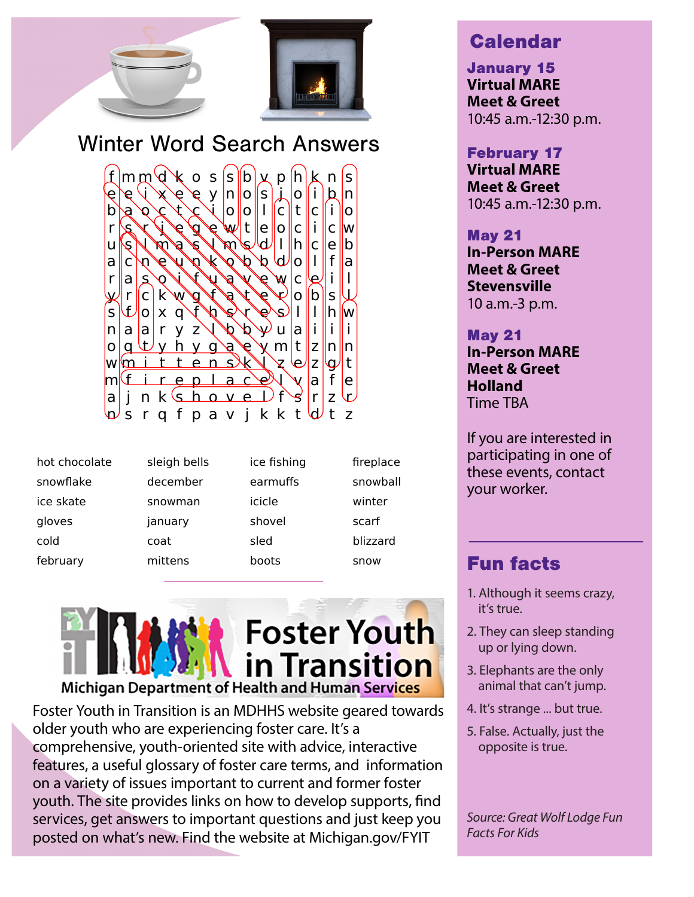# Winter Word Search Answers

```
f m m d k o s s b v p h k n s
e e i x e e y n o s j o i b n
b a o c t c i o o l c t c i o
r s r j e g e w t e o c i c w
u s l m a s l m s d l h c e b
a c n e u n k o b b d o l f a
r a s o i f u a v e w c e i l
y r c k w g f a t e r o b s l
s f o x q f h s r e s l l h w
n a a r y z l b b y u a i i i
o q t y h y g a e y m t z n n
w m i t t e n s k l z e z g t
m f i r e p l a c e l v a f e
a j n k s h o v e l f s r z r
n s r q f p a v j k k t d t z
```

| | | | |
|---|---|---|---|
| hot chocolate | sleigh bells | ice fishing | fireplace |
| snowflake | december | earmuffs | snowball |
| ice skate | snowman | icicle | winter |
| gloves | january | shovel | scarf |
| cold | coat | sled | blizzard |
| february | mittens | boots | snow |

**Foster Youth in Transition**

Michigan Department of Health and Human Services

Foster Youth in Transition is an MDHHS website geared towards older youth who are experiencing foster care. It's a comprehensive, youth-oriented site with advice, interactive features, a useful glossary of foster care terms, and information on a variety of issues important to current and former foster youth. The site provides links on how to develop supports, find services, get answers to important questions and just keep you posted on what's new. Find the website at Michigan.gov/FYIT

## Calendar

**January 15**
**Virtual MARE Meet & Greet**
10:45 a.m.-12:30 p.m.

**February 17**
**Virtual MARE Meet & Greet**
10:45 a.m.-12:30 p.m.

**May 21**
**In-Person MARE Meet & Greet Stevensville**
10 a.m.-3 p.m.

**May 21**
**In-Person MARE Meet & Greet Holland**
Time TBA

If you are interested in participating in one of these events, contact your worker.

## Fun facts

1. Although it seems crazy, it's true.
2. They can sleep standing up or lying down.
3. Elephants are the only animal that can't jump.
4. It's strange ... but true.
5. False. Actually, just the opposite is true.

*Source: Great Wolf Lodge Fun Facts For Kids*